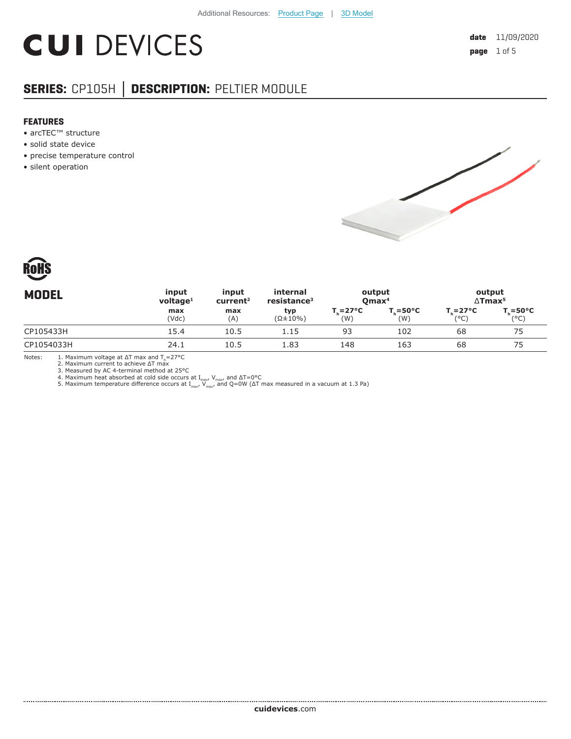Additional Resources: Product Page | 3D Model

# CUI DEVICES

**date** 11/09/2020

## SERIES: CP105H │ DESCRIPTION: PELTIER MODULE

### FEATURES

- arcTEC™ structure
- solid state device
- precise temperature control
- silent operation

| MODEL | input voltage[1] | input current[2] | internal resistance[3] | output Qmax[4] | | output ΔTmax[5] | |
|---|---|---|---|---|---|---|---|
| | max (Vdc) | max (A) | typ (Ω±10%) | $T_h$=27°C (W) | $T_h$=50°C (W) | $T_h$=27°C (°C) | $T_h$=50°C (°C) |
| CP105433H | 15.4 | 10.5 | 1.15 | 93 | 102 | 68 | 75 |
| CP1054033H | 24.1 | 10.5 | 1.83 | 148 | 163 | 68 | 75 |

Notes:
1. Maximum voltage at ΔT max and $T_h$=27°C
2. Maximum current to achieve ΔT max
3. Measured by AC 4-terminal method at 25°C
4. Maximum heat absorbed at cold side occurs at $I_{max}$, $V_{max}$, and ΔT=0°C
5. Maximum temperature difference occurs at $I_{max}$, $V_{max}$, and Q=0W (ΔT max measured in a vacuum at 1.3 Pa)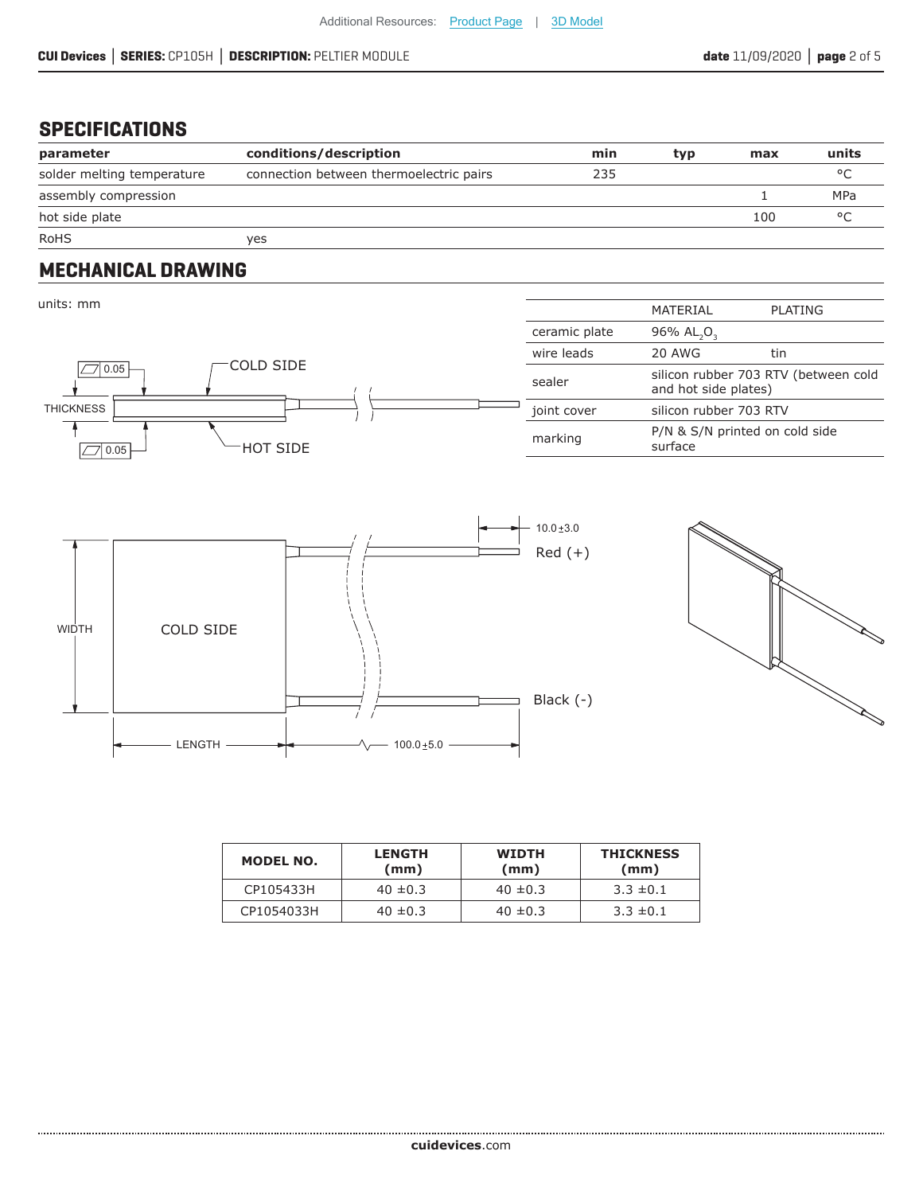## SPECIFICATIONS

| parameter | conditions/description | min | typ | max | units |
|---|---|---|---|---|---|
| solder melting temperature | connection between thermoelectric pairs | 235 | | | °C |
| assembly compression | | | | 1 | MPa |
| hot side plate | | | | 100 | °C |
| RoHS | yes | | | | |

## MECHANICAL DRAWING

units: mm

| | MATERIAL | PLATING |
|---|---|---|
| ceramic plate | 96% $AL_2O_3$ | |
| wire leads | 20 AWG | tin |
| sealer | silicon rubber 703 RTV (between cold and hot side plates) | |
| joint cover | silicon rubber 703 RTV | |
| marking | P/N & S/N printed on cold side surface | |

COLD SIDE

HOT SIDE

THICKNESS

0.05

0.05

10.0±3.0

Red (+)

Black (-)

WIDTH

LENGTH

100.0±5.0

| MODEL NO. | LENGTH (mm) | WIDTH (mm) | THICKNESS (mm) |
|---|---|---|---|
| CP105433H | 40 ±0.3 | 40 ±0.3 | 3.3 ±0.1 |
| CP1054033H | 40 ±0.3 | 40 ±0.3 | 3.3 ±0.1 |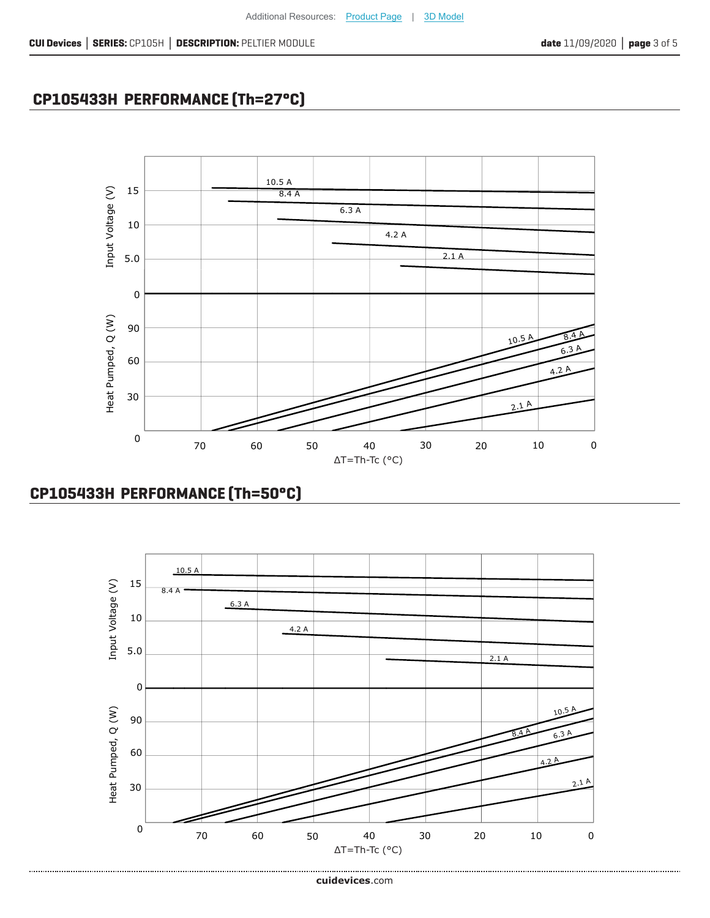## CP105433H PERFORMANCE (Th=27°C)

## CP105433H PERFORMANCE (Th=50°C)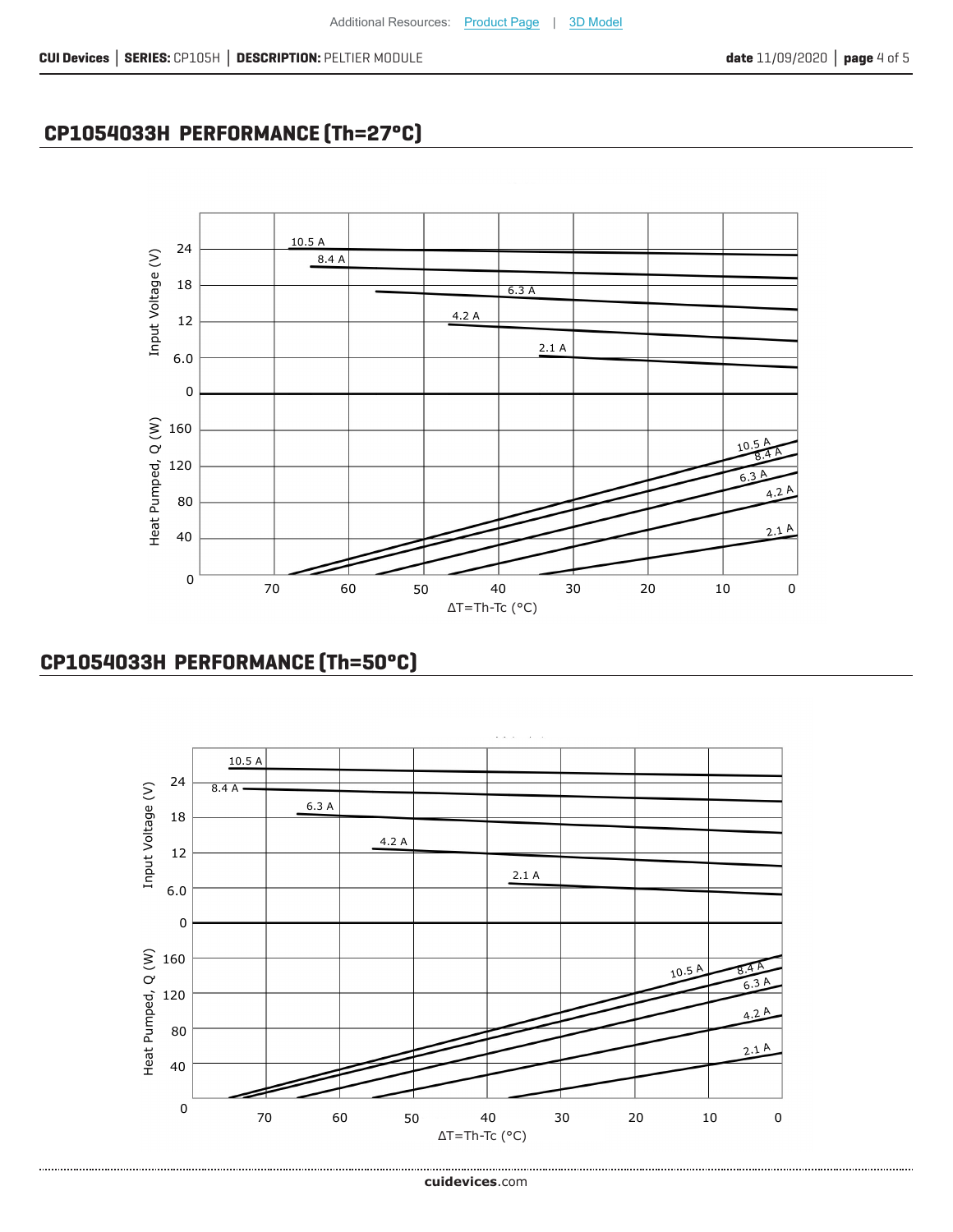## CP1054033H PERFORMANCE (Th=27°C)

## CP1054033H PERFORMANCE (Th=50°C)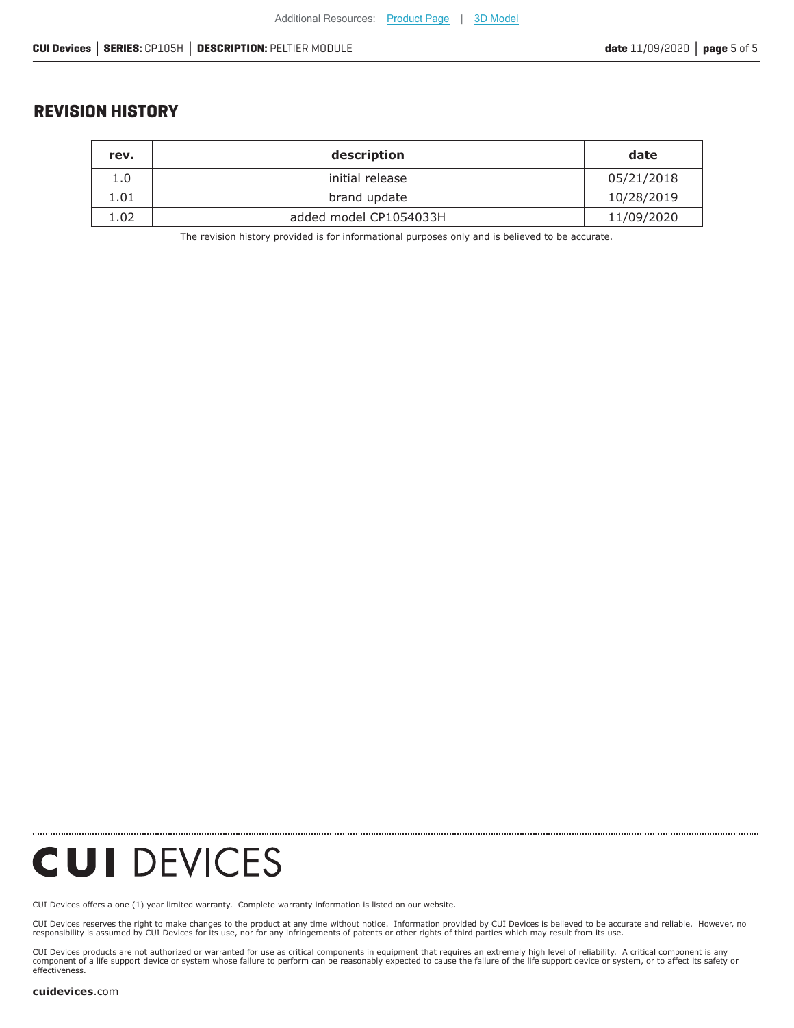## REVISION HISTORY

| rev. | description | date |
| --- | --- | --- |
| 1.0 | initial release | 05/21/2018 |
| 1.01 | brand update | 10/28/2019 |
| 1.02 | added model CP1054033H | 11/09/2020 |

The revision history provided is for informational purposes only and is believed to be accurate.

CUI DEVICES

CUI Devices offers a one (1) year limited warranty. Complete warranty information is listed on our website.

CUI Devices reserves the right to make changes to the product at any time without notice. Information provided by CUI Devices is believed to be accurate and reliable. However, no responsibility is assumed by CUI Devices for its use, nor for any infringements of patents or other rights of third parties which may result from its use.

CUI Devices products are not authorized or warranted for use as critical components in equipment that requires an extremely high level of reliability. A critical component is any component of a life support device or system whose failure to perform can be reasonably expected to cause the failure of the life support device or system, or to affect its safety or effectiveness.

**cuidevices**.com